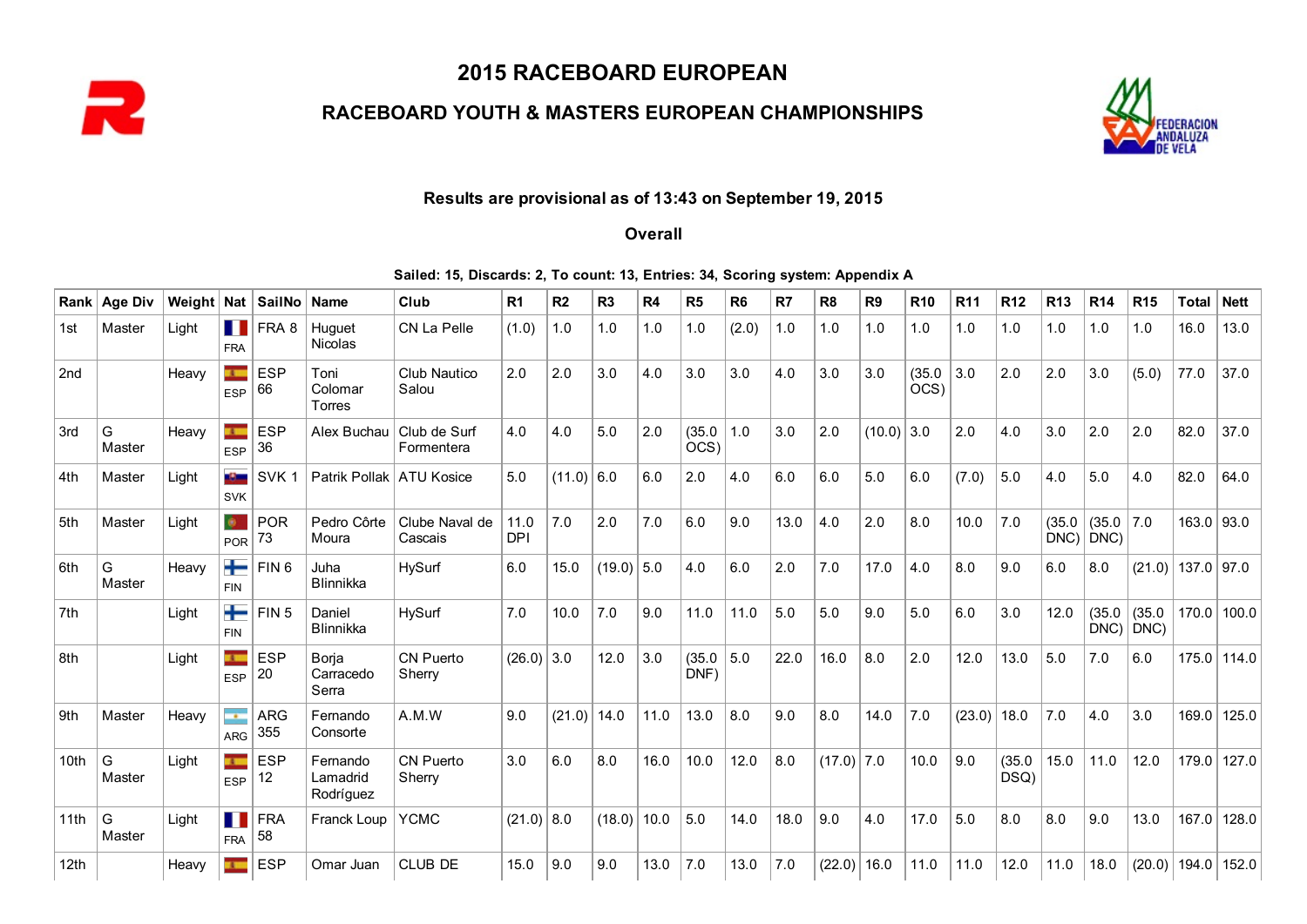# 2015 RACEBOARD EUROPEAN

## RACEBOARD YOUTH & MASTERS EUROPEAN CHAMPIONSHIPS

**Results are provisional as of 13:43 on September 19, 2015**

**Overall**

**Sailed: 15, Discards: 2, To count: 13, Entries: 34, Scoring system: Appendix A**

| Rank | Age Div | Weight | Nat | SailNo | Name | Club | R1 | R2 | R3 | R4 | R5 | R6 | R7 | R8 | R9 | R10 | R11 | R12 | R13 | R14 | R15 | Total | Nett |
|---|---|---|---|---|---|---|---|---|---|---|---|---|---|---|---|---|---|---|---|---|---|---|---|
| 1st | Master | Light | FRA | FRA 8 | Huguet Nicolas | CN La Pelle | (1.0) | 1.0 | 1.0 | 1.0 | 1.0 | (2.0) | 1.0 | 1.0 | 1.0 | 1.0 | 1.0 | 1.0 | 1.0 | 1.0 | 1.0 | 16.0 | 13.0 |
| 2nd | | Heavy | ESP | ESP 66 | Toni Colomar Torres | Club Nautico Salou | 2.0 | 2.0 | 3.0 | 4.0 | 3.0 | 3.0 | 4.0 | 3.0 | 3.0 | (35.0 OCS) | 3.0 | 2.0 | 2.0 | 3.0 | (5.0) | 77.0 | 37.0 |
| 3rd | G Master | Heavy | ESP | ESP 36 | Alex Buchau | Club de Surf Formentera | 4.0 | 4.0 | 5.0 | 2.0 | (35.0 OCS) | 1.0 | 3.0 | 2.0 | (10.0) | 3.0 | 2.0 | 4.0 | 3.0 | 2.0 | 2.0 | 82.0 | 37.0 |
| 4th | Master | Light | SVK | SVK 1 | Patrik Pollak | ATU Kosice | 5.0 | (11.0) | 6.0 | 6.0 | 2.0 | 4.0 | 6.0 | 6.0 | 5.0 | 6.0 | (7.0) | 5.0 | 4.0 | 5.0 | 4.0 | 82.0 | 64.0 |
| 5th | Master | Light | POR | POR 73 | Pedro Côrte Moura | Clube Naval de Cascais | 11.0 DPI | 7.0 | 2.0 | 7.0 | 6.0 | 9.0 | 13.0 | 4.0 | 2.0 | 8.0 | 10.0 | 7.0 | (35.0 DNC) | (35.0 DNC) | 7.0 | 163.0 | 93.0 |
| 6th | G Master | Heavy | FIN | FIN 6 | Juha Blinnikka | HySurf | 6.0 | 15.0 | (19.0) | 5.0 | 4.0 | 6.0 | 2.0 | 7.0 | 17.0 | 4.0 | 8.0 | 9.0 | 6.0 | 8.0 | (21.0) | 137.0 | 97.0 |
| 7th | | Light | FIN | FIN 5 | Daniel Blinnikka | HySurf | 7.0 | 10.0 | 7.0 | 9.0 | 11.0 | 11.0 | 5.0 | 5.0 | 9.0 | 5.0 | 6.0 | 3.0 | 12.0 | (35.0 DNC) | (35.0 DNC) | 170.0 | 100.0 |
| 8th | | Light | ESP | ESP 20 | Borja Carracedo Serra | CN Puerto Sherry | (26.0) | 3.0 | 12.0 | 3.0 | (35.0 DNF) | 5.0 | 22.0 | 16.0 | 8.0 | 2.0 | 12.0 | 13.0 | 5.0 | 7.0 | 6.0 | 175.0 | 114.0 |
| 9th | Master | Heavy | ARG | ARG 355 | Fernando Consorte | A.M.W | 9.0 | (21.0) | 14.0 | 11.0 | 13.0 | 8.0 | 9.0 | 8.0 | 14.0 | 7.0 | (23.0) | 18.0 | 7.0 | 4.0 | 3.0 | 169.0 | 125.0 |
| 10th | G Master | Light | ESP | ESP 12 | Fernando Lamadrid Rodríguez | CN Puerto Sherry | 3.0 | 6.0 | 8.0 | 16.0 | 10.0 | 12.0 | 8.0 | (17.0) | 7.0 | 10.0 | 9.0 | (35.0 DSQ) | 15.0 | 11.0 | 12.0 | 179.0 | 127.0 |
| 11th | G Master | Light | FRA | FRA 58 | Franck Loup | YCMC | (21.0) | 8.0 | (18.0) | 10.0 | 5.0 | 14.0 | 18.0 | 9.0 | 4.0 | 17.0 | 5.0 | 8.0 | 8.0 | 9.0 | 13.0 | 167.0 | 128.0 |
| 12th | | Heavy | ESP | ESP | Omar Juan | CLUB DE | 15.0 | 9.0 | 9.0 | 13.0 | 7.0 | 13.0 | 7.0 | (22.0) | 16.0 | 11.0 | 11.0 | 12.0 | 11.0 | 18.0 | (20.0) | 194.0 | 152.0 |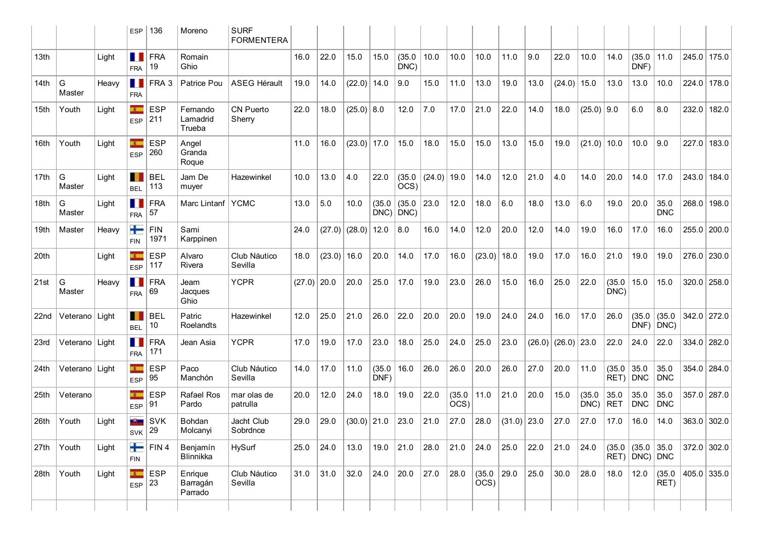| | | | | ESP | 136 | Moreno | SURF FORMENTERA | | | | | | | | | | | | | | | | | |
|---|---|---|---|---|---|---|---|---|---|---|---|---|---|---|---|---|---|---|---|---|---|---|---|---|
| 13th | | Light | FRA | FRA 19 | Romain Ghio | | 16.0 | 22.0 | 15.0 | 15.0 | (35.0 DNC) | 10.0 | 10.0 | 10.0 | 11.0 | 9.0 | 22.0 | 10.0 | 14.0 | (35.0 DNF) | 11.0 | 245.0 | 175.0 |
| 14th | G Master | Heavy | FRA | FRA 3 | Patrice Pou | ASEG Hérault | 19.0 | 14.0 | (22.0) | 14.0 | 9.0 | 15.0 | 11.0 | 13.0 | 19.0 | 13.0 | (24.0) | 15.0 | 13.0 | 13.0 | 10.0 | 224.0 | 178.0 |
| 15th | Youth | Light | ESP | ESP 211 | Fernando Lamadrid Trueba | CN Puerto Sherry | 22.0 | 18.0 | (25.0) | 8.0 | 12.0 | 7.0 | 17.0 | 21.0 | 22.0 | 14.0 | 18.0 | (25.0) | 9.0 | 6.0 | 8.0 | 232.0 | 182.0 |
| 16th | Youth | Light | ESP | ESP 260 | Angel Granda Roque | | 11.0 | 16.0 | (23.0) | 17.0 | 15.0 | 18.0 | 15.0 | 15.0 | 13.0 | 15.0 | 19.0 | (21.0) | 10.0 | 10.0 | 9.0 | 227.0 | 183.0 |
| 17th | G Master | Light | BEL | BEL 113 | Jam De muyer | Hazewinkel | 10.0 | 13.0 | 4.0 | 22.0 | (35.0 OCS) | (24.0) | 19.0 | 14.0 | 12.0 | 21.0 | 4.0 | 14.0 | 20.0 | 14.0 | 17.0 | 243.0 | 184.0 |
| 18th | G Master | Light | FRA | FRA 57 | Marc Lintanf | YCMC | 13.0 | 5.0 | 10.0 | (35.0 DNC) | (35.0 DNC) | 23.0 | 12.0 | 18.0 | 6.0 | 18.0 | 13.0 | 6.0 | 19.0 | 20.0 | 35.0 DNC | 268.0 | 198.0 |
| 19th | Master | Heavy | FIN | FIN 1971 | Sami Karppinen | | 24.0 | (27.0) | (28.0) | 12.0 | 8.0 | 16.0 | 14.0 | 12.0 | 20.0 | 12.0 | 14.0 | 19.0 | 16.0 | 17.0 | 16.0 | 255.0 | 200.0 |
| 20th | | Light | ESP | ESP 117 | Alvaro Rivera | Club Náutico Sevilla | 18.0 | (23.0) | 16.0 | 20.0 | 14.0 | 17.0 | 16.0 | (23.0) | 18.0 | 19.0 | 17.0 | 16.0 | 21.0 | 19.0 | 19.0 | 276.0 | 230.0 |
| 21st | G Master | Heavy | FRA | FRA 69 | Jeam Jacques Ghio | YCPR | (27.0) | 20.0 | 20.0 | 25.0 | 17.0 | 19.0 | 23.0 | 26.0 | 15.0 | 16.0 | 25.0 | 22.0 | (35.0 DNC) | 15.0 | 15.0 | 320.0 | 258.0 |
| 22nd | Veterano | Light | BEL | BEL 10 | Patric Roelandts | Hazewinkel | 12.0 | 25.0 | 21.0 | 26.0 | 22.0 | 20.0 | 20.0 | 19.0 | 24.0 | 24.0 | 16.0 | 17.0 | 26.0 | (35.0 DNF) | (35.0 DNC) | 342.0 | 272.0 |
| 23rd | Veterano | Light | FRA | FRA 171 | Jean Asia | YCPR | 17.0 | 19.0 | 17.0 | 23.0 | 18.0 | 25.0 | 24.0 | 25.0 | 23.0 | (26.0) | (26.0) | 23.0 | 22.0 | 24.0 | 22.0 | 334.0 | 282.0 |
| 24th | Veterano | Light | ESP | ESP 95 | Paco Manchón | Club Náutico Sevilla | 14.0 | 17.0 | 11.0 | (35.0 DNF) | 16.0 | 26.0 | 26.0 | 20.0 | 26.0 | 27.0 | 20.0 | 11.0 | (35.0 RET) | 35.0 DNC | 35.0 DNC | 354.0 | 284.0 |
| 25th | Veterano | | ESP | ESP 91 | Rafael Ros Pardo | mar olas de patrulla | 20.0 | 12.0 | 24.0 | 18.0 | 19.0 | 22.0 | (35.0 OCS) | 11.0 | 21.0 | 20.0 | 15.0 | (35.0 DNC) | 35.0 RET | 35.0 DNC | 35.0 DNC | 357.0 | 287.0 |
| 26th | Youth | Light | SVK | SVK 29 | Bohdan Molcanyi | Jacht Club Sobrdnce | 29.0 | 29.0 | (30.0) | 21.0 | 23.0 | 21.0 | 27.0 | 28.0 | (31.0) | 23.0 | 27.0 | 27.0 | 17.0 | 16.0 | 14.0 | 363.0 | 302.0 |
| 27th | Youth | Light | FIN | FIN 4 | Benjamín Blinnikka | HySurf | 25.0 | 24.0 | 13.0 | 19.0 | 21.0 | 28.0 | 21.0 | 24.0 | 25.0 | 22.0 | 21.0 | 24.0 | (35.0 RET) | (35.0 DNC) | 35.0 DNC | 372.0 | 302.0 |
| 28th | Youth | Light | ESP | ESP 23 | Enrique Barragán Parrado | Club Náutico Sevilla | 31.0 | 31.0 | 32.0 | 24.0 | 20.0 | 27.0 | 28.0 | (35.0 OCS) | 29.0 | 25.0 | 30.0 | 28.0 | 18.0 | 12.0 | (35.0 RET) | 405.0 | 335.0 |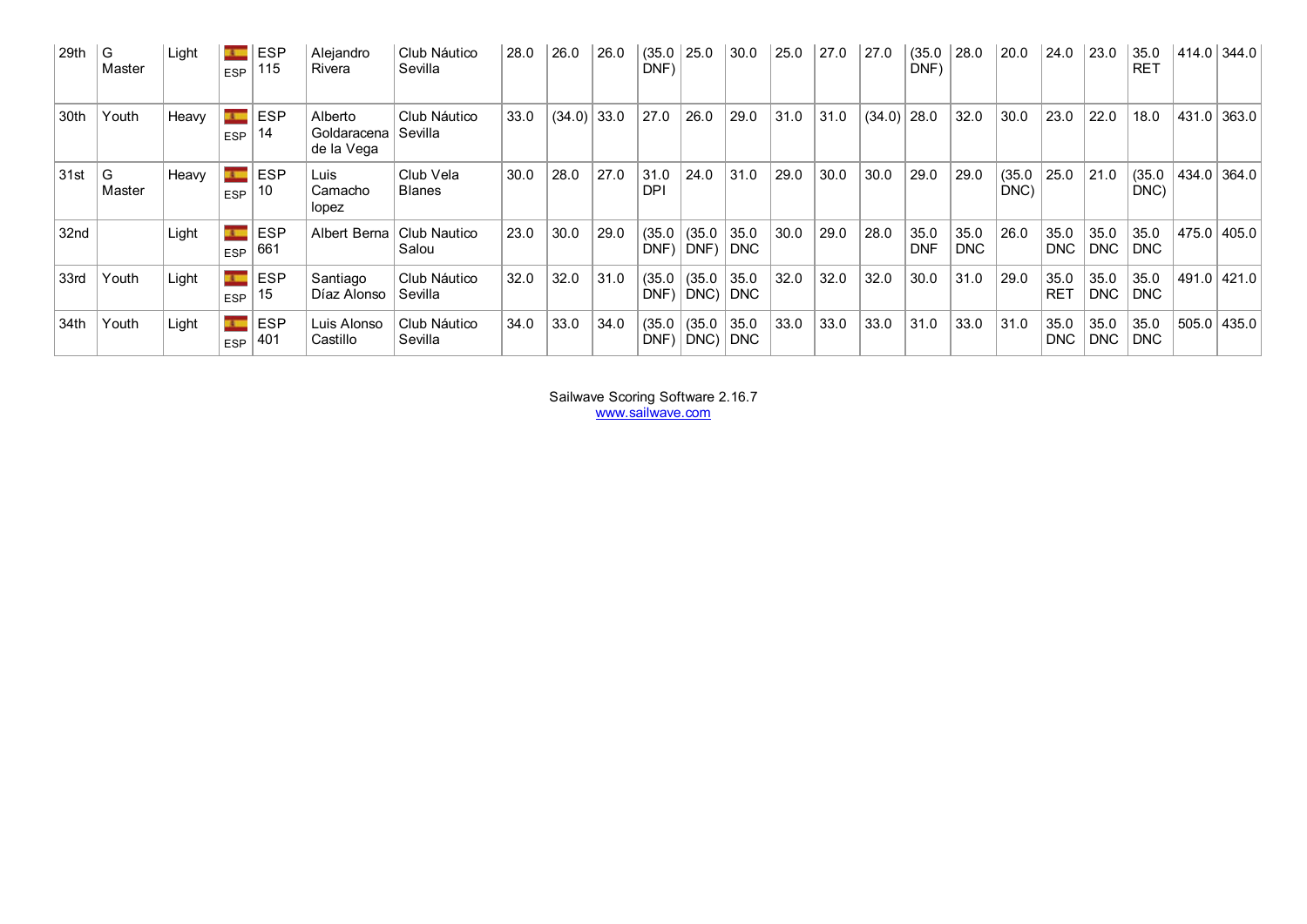| 29th | G Master | Light | ESP | ESP 115 | Alejandro Rivera | Club Náutico Sevilla | 28.0 | 26.0 | 26.0 | (35.0 DNF) | 25.0 | 30.0 | 25.0 | 27.0 | 27.0 | (35.0 DNF) | 28.0 | 20.0 | 24.0 | 23.0 | 35.0 RET | 414.0 | 344.0 |
|---|---|---|---|---|---|---|---|---|---|---|---|---|---|---|---|---|---|---|---|---|---|---|---|
| 30th | Youth | Heavy | ESP | ESP 14 | Alberto Goldaracena de la Vega | Club Náutico Sevilla | 33.0 | (34.0) | 33.0 | 27.0 | 26.0 | 29.0 | 31.0 | 31.0 | (34.0) | 28.0 | 32.0 | 30.0 | 23.0 | 22.0 | 18.0 | 431.0 | 363.0 |
| 31st | G Master | Heavy | ESP | ESP 10 | Luis Camacho lopez | Club Vela Blanes | 30.0 | 28.0 | 27.0 | 31.0 DPI | 24.0 | 31.0 | 29.0 | 30.0 | 30.0 | 29.0 | 29.0 | (35.0 DNC) | 25.0 | 21.0 | (35.0 DNC) | 434.0 | 364.0 |
| 32nd | | Light | ESP | ESP 661 | Albert Berna | Club Nautico Salou | 23.0 | 30.0 | 29.0 | (35.0 DNF) | (35.0 DNF) | 35.0 DNC | 30.0 | 29.0 | 28.0 | 35.0 DNF | 35.0 DNC | 26.0 | 35.0 DNC | 35.0 DNC | 35.0 DNC | 475.0 | 405.0 |
| 33rd | Youth | Light | ESP | ESP 15 | Santiago Díaz Alonso | Club Náutico Sevilla | 32.0 | 32.0 | 31.0 | (35.0 DNF) | (35.0 DNC) | 35.0 DNC | 32.0 | 32.0 | 32.0 | 30.0 | 31.0 | 29.0 | 35.0 RET | 35.0 DNC | 35.0 DNC | 491.0 | 421.0 |
| 34th | Youth | Light | ESP | ESP 401 | Luis Alonso Castillo | Club Náutico Sevilla | 34.0 | 33.0 | 34.0 | (35.0 DNF) | (35.0 DNC) | 35.0 DNC | 33.0 | 33.0 | 33.0 | 31.0 | 33.0 | 31.0 | 35.0 DNC | 35.0 DNC | 35.0 DNC | 505.0 | 435.0 |

Sailwave Scoring Software 2.16.7
www.sailwave.com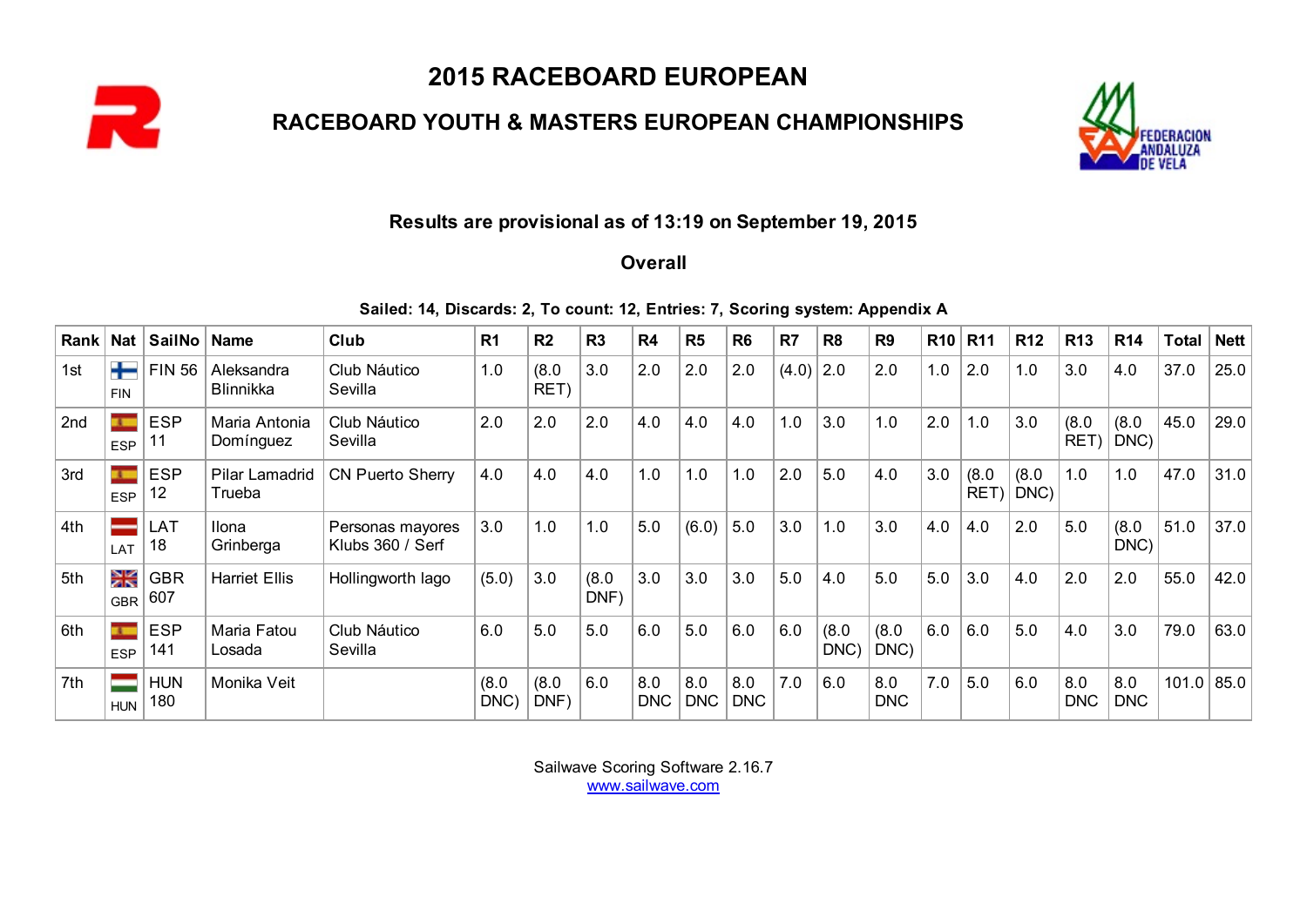# 2015 RACEBOARD EUROPEAN

## RACEBOARD YOUTH & MASTERS EUROPEAN CHAMPIONSHIPS

FEDERACION ANDALUZA DE VELA

**Results are provisional as of 13:19 on September 19, 2015**

**Overall**

**Sailed: 14, Discards: 2, To count: 12, Entries: 7, Scoring system: Appendix A**

| Rank | Nat | SailNo | Name | Club | R1 | R2 | R3 | R4 | R5 | R6 | R7 | R8 | R9 | R10 | R11 | R12 | R13 | R14 | Total | Nett |
|---|---|---|---|---|---|---|---|---|---|---|---|---|---|---|---|---|---|---|---|---|
| 1st | FIN | FIN 56 | Aleksandra Blinnikka | Club Náutico Sevilla | 1.0 | (8.0 RET) | 3.0 | 2.0 | 2.0 | 2.0 | (4.0) | 2.0 | 2.0 | 1.0 | 2.0 | 1.0 | 3.0 | 4.0 | 37.0 | 25.0 |
| 2nd | ESP | ESP 11 | Maria Antonia Domínguez | Club Náutico Sevilla | 2.0 | 2.0 | 2.0 | 4.0 | 4.0 | 4.0 | 1.0 | 3.0 | 1.0 | 2.0 | 1.0 | 3.0 | (8.0 RET) | (8.0 DNC) | 45.0 | 29.0 |
| 3rd | ESP | ESP 12 | Pilar Lamadrid Trueba | CN Puerto Sherry | 4.0 | 4.0 | 4.0 | 1.0 | 1.0 | 1.0 | 2.0 | 5.0 | 4.0 | 3.0 | (8.0 RET) | (8.0 DNC) | 1.0 | 1.0 | 47.0 | 31.0 |
| 4th | LAT | LAT 18 | Ilona Grinberga | Personas mayores Klubs 360 / Serf | 3.0 | 1.0 | 1.0 | 5.0 | (6.0) | 5.0 | 3.0 | 1.0 | 3.0 | 4.0 | 4.0 | 2.0 | 5.0 | (8.0 DNC) | 51.0 | 37.0 |
| 5th | GBR | GBR 607 | Harriet Ellis | Hollingworth lago | (5.0) | 3.0 | (8.0 DNF) | 3.0 | 3.0 | 3.0 | 5.0 | 4.0 | 5.0 | 5.0 | 3.0 | 4.0 | 2.0 | 2.0 | 55.0 | 42.0 |
| 6th | ESP | ESP 141 | Maria Fatou Losada | Club Náutico Sevilla | 6.0 | 5.0 | 5.0 | 6.0 | 5.0 | 6.0 | 6.0 | (8.0 DNC) | (8.0 DNC) | 6.0 | 6.0 | 5.0 | 4.0 | 3.0 | 79.0 | 63.0 |
| 7th | HUN | HUN 180 | Monika Veit | | (8.0 DNC) | (8.0 DNF) | 6.0 | 8.0 DNC | 8.0 DNC | 8.0 DNC | 7.0 | 6.0 | 8.0 DNC | 7.0 | 5.0 | 6.0 | 8.0 DNC | 8.0 DNC | 101.0 | 85.0 |

Sailwave Scoring Software 2.16.7
www.sailwave.com